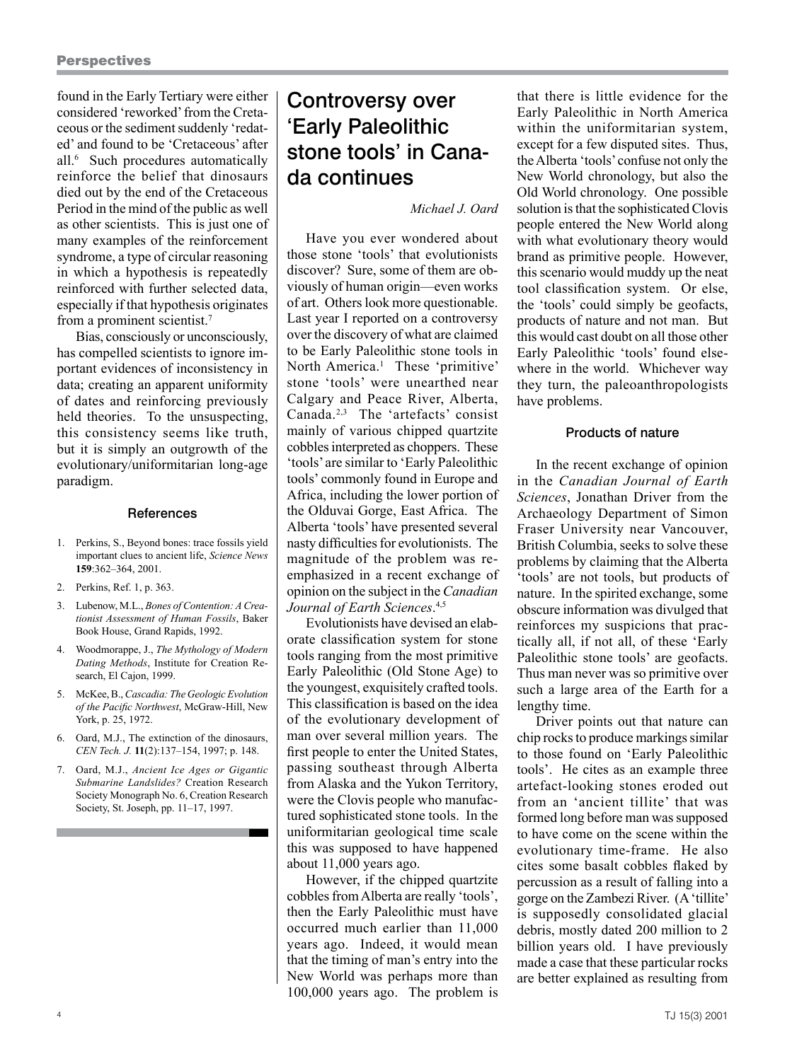found in the Early Tertiary were either considered 'reworked' from the Cretaceous or the sediment suddenly 'redated' and found to be 'Cretaceous' after all.[6] Such procedures automatically reinforce the belief that dinosaurs died out by the end of the Cretaceous Period in the mind of the public as well as other scientists. This is just one of many examples of the reinforcement syndrome, a type of circular reasoning in which a hypothesis is repeatedly reinforced with further selected data, especially if that hypothesis originates from a prominent scientist.[7]

Bias, consciously or unconsciously, has compelled scientists to ignore important evidences of inconsistency in data; creating an apparent uniformity of dates and reinforcing previously held theories. To the unsuspecting, this consistency seems like truth, but it is simply an outgrowth of the evolutionary/uniformitarian long-age paradigm.

### References

1. Perkins, S., Beyond bones: trace fossils yield important clues to ancient life, *Science News* **159**:362–364, 2001.
2. Perkins, Ref. 1, p. 363.
3. Lubenow, M.L., *Bones of Contention: A Creationist Assessment of Human Fossils*, Baker Book House, Grand Rapids, 1992.
4. Woodmorappe, J., *The Mythology of Modern Dating Methods*, Institute for Creation Research, El Cajon, 1999.
5. McKee, B., *Cascadia: The Geologic Evolution of the Pacific Northwest*, McGraw-Hill, New York, p. 25, 1972.
6. Oard, M.J., The extinction of the dinosaurs, *CEN Tech. J.* **11**(2):137–154, 1997; p. 148.
7. Oard, M.J., *Ancient Ice Ages or Gigantic Submarine Landslides?* Creation Research Society Monograph No. 6, Creation Research Society, St. Joseph, pp. 11–17, 1997.

# Controversy over 'Early Paleolithic stone tools' in Canada continues

*Michael J. Oard*

Have you ever wondered about those stone 'tools' that evolutionists discover? Sure, some of them are obviously of human origin—even works of art. Others look more questionable. Last year I reported on a controversy over the discovery of what are claimed to be Early Paleolithic stone tools in North America.[1] These 'primitive' stone 'tools' were unearthed near Calgary and Peace River, Alberta, Canada.[2,3] The 'artefacts' consist mainly of various chipped quartzite cobbles interpreted as choppers. These 'tools' are similar to 'Early Paleolithic tools' commonly found in Europe and Africa, including the lower portion of the Olduvai Gorge, East Africa. The Alberta 'tools' have presented several nasty difficulties for evolutionists. The magnitude of the problem was re-emphasized in a recent exchange of opinion on the subject in the *Canadian Journal of Earth Sciences*.[4,5]

Evolutionists have devised an elaborate classification system for stone tools ranging from the most primitive Early Paleolithic (Old Stone Age) to the youngest, exquisitely crafted tools. This classification is based on the idea of the evolutionary development of man over several million years. The first people to enter the United States, passing southeast through Alberta from Alaska and the Yukon Territory, were the Clovis people who manufactured sophisticated stone tools. In the uniformitarian geological time scale this was supposed to have happened about 11,000 years ago.

However, if the chipped quartzite cobbles from Alberta are really 'tools', then the Early Paleolithic must have occurred much earlier than 11,000 years ago. Indeed, it would mean that the timing of man's entry into the New World was perhaps more than 100,000 years ago. The problem is that there is little evidence for the Early Paleolithic in North America within the uniformitarian system, except for a few disputed sites. Thus, the Alberta 'tools' confuse not only the New World chronology, but also the Old World chronology. One possible solution is that the sophisticated Clovis people entered the New World along with what evolutionary theory would brand as primitive people. However, this scenario would muddy up the neat tool classification system. Or else, the 'tools' could simply be geofacts, products of nature and not man. But this would cast doubt on all those other Early Paleolithic 'tools' found elsewhere in the world. Whichever way they turn, the paleoanthropologists have problems.

## Products of nature

In the recent exchange of opinion in the *Canadian Journal of Earth Sciences*, Jonathan Driver from the Archaeology Department of Simon Fraser University near Vancouver, British Columbia, seeks to solve these problems by claiming that the Alberta 'tools' are not tools, but products of nature. In the spirited exchange, some obscure information was divulged that reinforces my suspicions that practically all, if not all, of these 'Early Paleolithic stone tools' are geofacts. Thus man never was so primitive over such a large area of the Earth for a lengthy time.

Driver points out that nature can chip rocks to produce markings similar to those found on 'Early Paleolithic tools'. He cites as an example three artefact-looking stones eroded out from an 'ancient tillite' that was formed long before man was supposed to have come on the scene within the evolutionary time-frame. He also cites some basalt cobbles flaked by percussion as a result of falling into a gorge on the Zambezi River. (A 'tillite' is supposedly consolidated glacial debris, mostly dated 200 million to 2 billion years old. I have previously made a case that these particular rocks are better explained as resulting from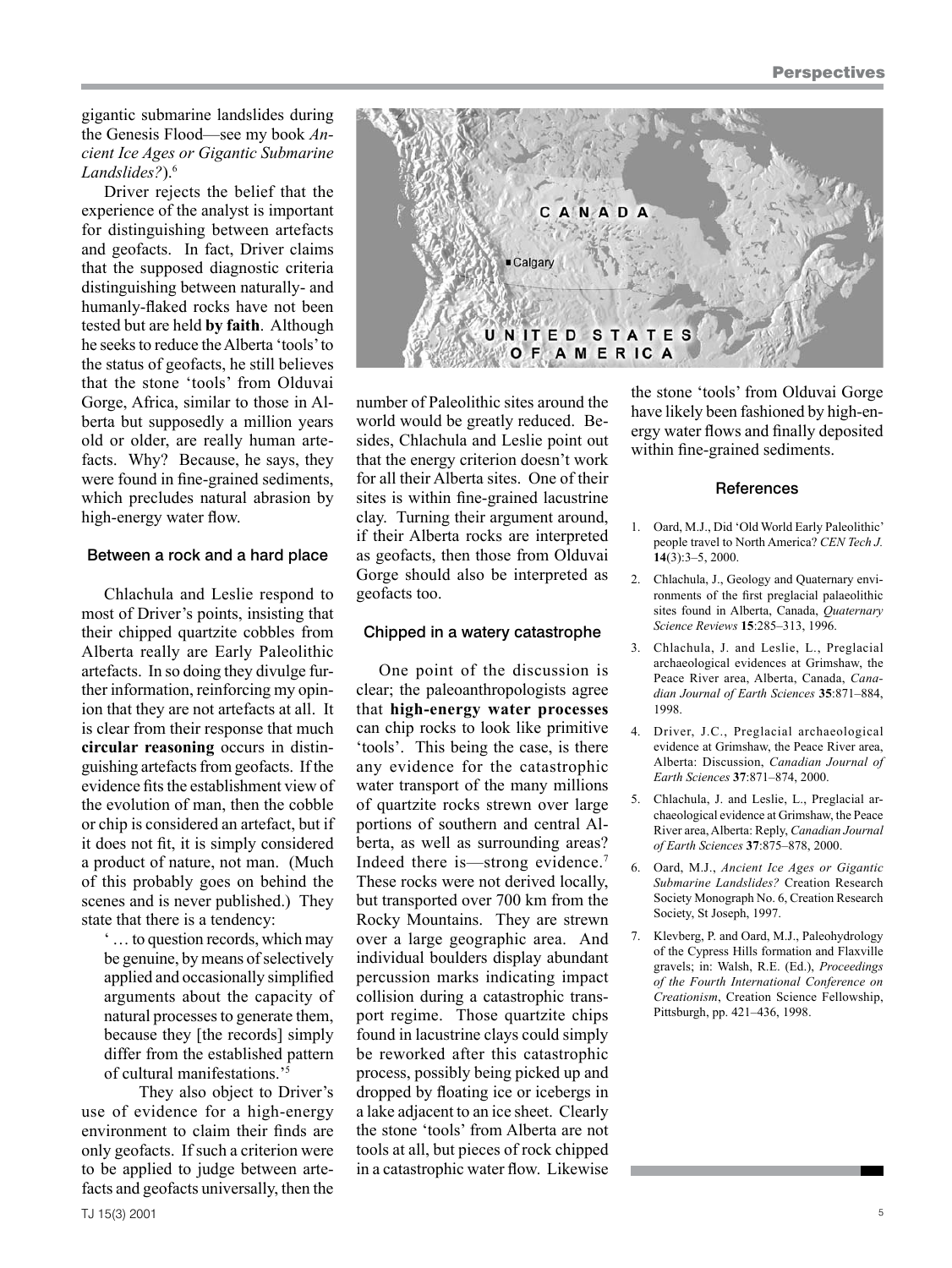gigantic submarine landslides during the Genesis Flood—see my book *Ancient Ice Ages or Gigantic Submarine Landslides?*).[6]

Driver rejects the belief that the experience of the analyst is important for distinguishing between artefacts and geofacts. In fact, Driver claims that the supposed diagnostic criteria distinguishing between naturally- and humanly-flaked rocks have not been tested but are held **by faith**. Although he seeks to reduce the Alberta 'tools' to the status of geofacts, he still believes that the stone 'tools' from Olduvai Gorge, Africa, similar to those in Alberta but supposedly a million years old or older, are really human artefacts. Why? Because, he says, they were found in fine-grained sediments, which precludes natural abrasion by high-energy water flow.

### Between a rock and a hard place

Chlachula and Leslie respond to most of Driver's points, insisting that their chipped quartzite cobbles from Alberta really are Early Paleolithic artefacts. In so doing they divulge further information, reinforcing my opinion that they are not artefacts at all. It is clear from their response that much **circular reasoning** occurs in distinguishing artefacts from geofacts. If the evidence fits the establishment view of the evolution of man, then the cobble or chip is considered an artefact, but if it does not fit, it is simply considered a product of nature, not man. (Much of this probably goes on behind the scenes and is never published.) They state that there is a tendency:

> '… to question records, which may be genuine, by means of selectively applied and occasionally simplified arguments about the capacity of natural processes to generate them, because they [the records] simply differ from the established pattern of cultural manifestations.'[5]

They also object to Driver's use of evidence for a high-energy environment to claim their finds are only geofacts. If such a criterion were to be applied to judge between artefacts and geofacts universally, then the number of Paleolithic sites around the world would be greatly reduced. Besides, Chlachula and Leslie point out that the energy criterion doesn't work for all their Alberta sites. One of their sites is within fine-grained lacustrine clay. Turning their argument around, if their Alberta rocks are interpreted as geofacts, then those from Olduvai Gorge should also be interpreted as geofacts too.

### Chipped in a watery catastrophe

One point of the discussion is clear; the paleoanthropologists agree that **high-energy water processes** can chip rocks to look like primitive 'tools'. This being the case, is there any evidence for the catastrophic water transport of the many millions of quartzite rocks strewn over large portions of southern and central Alberta, as well as surrounding areas? Indeed there is—strong evidence.[7] These rocks were not derived locally, but transported over 700 km from the Rocky Mountains. They are strewn over a large geographic area. And individual boulders display abundant percussion marks indicating impact collision during a catastrophic transport regime. Those quartzite chips found in lacustrine clays could simply be reworked after this catastrophic process, possibly being picked up and dropped by floating ice or icebergs in a lake adjacent to an ice sheet. Clearly the stone 'tools' from Alberta are not tools at all, but pieces of rock chipped in a catastrophic water flow. Likewise the stone 'tools' from Olduvai Gorge have likely been fashioned by high-energy water flows and finally deposited within fine-grained sediments.

CANADA

Calgary

UNITED STATES OF AMERICA

### References

1. Oard, M.J., Did 'Old World Early Paleolithic' people travel to North America? *CEN Tech J.* **14**(3):3–5, 2000.
2. Chlachula, J., Geology and Quaternary environments of the first preglacial palaeolithic sites found in Alberta, Canada, *Quaternary Science Reviews* **15**:285–313, 1996.
3. Chlachula, J. and Leslie, L., Preglacial archaeological evidences at Grimshaw, the Peace River area, Alberta, Canada, *Canadian Journal of Earth Sciences* **35**:871–884, 1998.
4. Driver, J.C., Preglacial archaeological evidence at Grimshaw, the Peace River area, Alberta: Discussion, *Canadian Journal of Earth Sciences* **37**:871–874, 2000.
5. Chlachula, J. and Leslie, L., Preglacial archaeological evidence at Grimshaw, the Peace River area, Alberta: Reply, *Canadian Journal of Earth Sciences* **37**:875–878, 2000.
6. Oard, M.J., *Ancient Ice Ages or Gigantic Submarine Landslides?* Creation Research Society Monograph No. 6, Creation Research Society, St Joseph, 1997.
7. Klevberg, P. and Oard, M.J., Paleohydrology of the Cypress Hills formation and Flaxville gravels; in: Walsh, R.E. (Ed.), *Proceedings of the Fourth International Conference on Creationism*, Creation Science Fellowship, Pittsburgh, pp. 421–436, 1998.